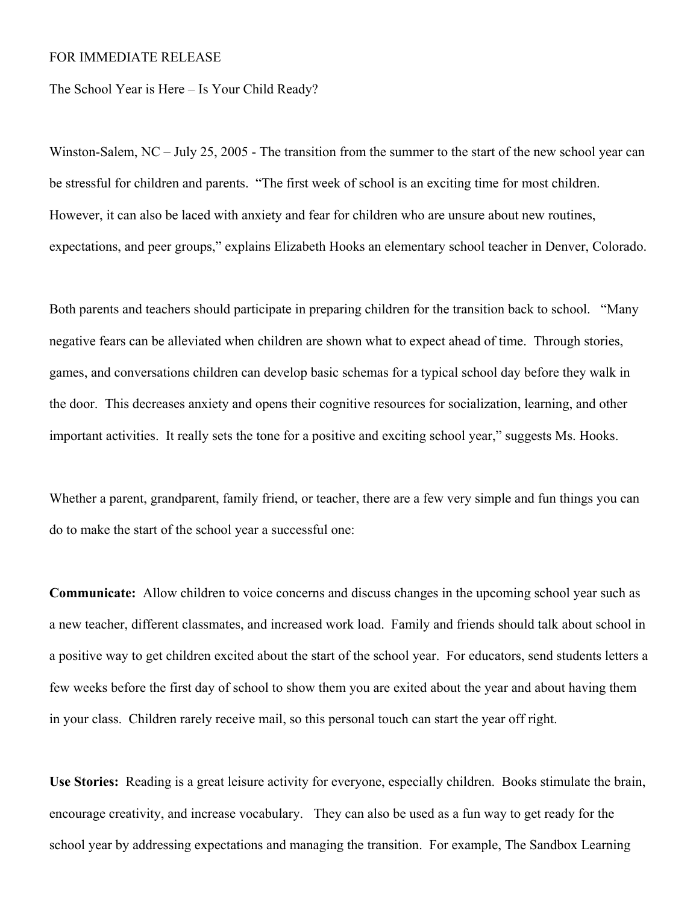FOR IMMEDIATE RELEASE

The School Year is Here – Is Your Child Ready?

Winston-Salem, NC – July 25, 2005 - The transition from the summer to the start of the new school year can be stressful for children and parents. "The first week of school is an exciting time for most children. However, it can also be laced with anxiety and fear for children who are unsure about new routines, expectations, and peer groups," explains Elizabeth Hooks an elementary school teacher in Denver, Colorado.

Both parents and teachers should participate in preparing children for the transition back to school. "Many negative fears can be alleviated when children are shown what to expect ahead of time. Through stories, games, and conversations children can develop basic schemas for a typical school day before they walk in the door. This decreases anxiety and opens their cognitive resources for socialization, learning, and other important activities. It really sets the tone for a positive and exciting school year," suggests Ms. Hooks.

Whether a parent, grandparent, family friend, or teacher, there are a few very simple and fun things you can do to make the start of the school year a successful one:

**Communicate:** Allow children to voice concerns and discuss changes in the upcoming school year such as a new teacher, different classmates, and increased work load. Family and friends should talk about school in a positive way to get children excited about the start of the school year. For educators, send students letters a few weeks before the first day of school to show them you are exited about the year and about having them in your class. Children rarely receive mail, so this personal touch can start the year off right.

**Use Stories:** Reading is a great leisure activity for everyone, especially children. Books stimulate the brain, encourage creativity, and increase vocabulary. They can also be used as a fun way to get ready for the school year by addressing expectations and managing the transition. For example, The Sandbox Learning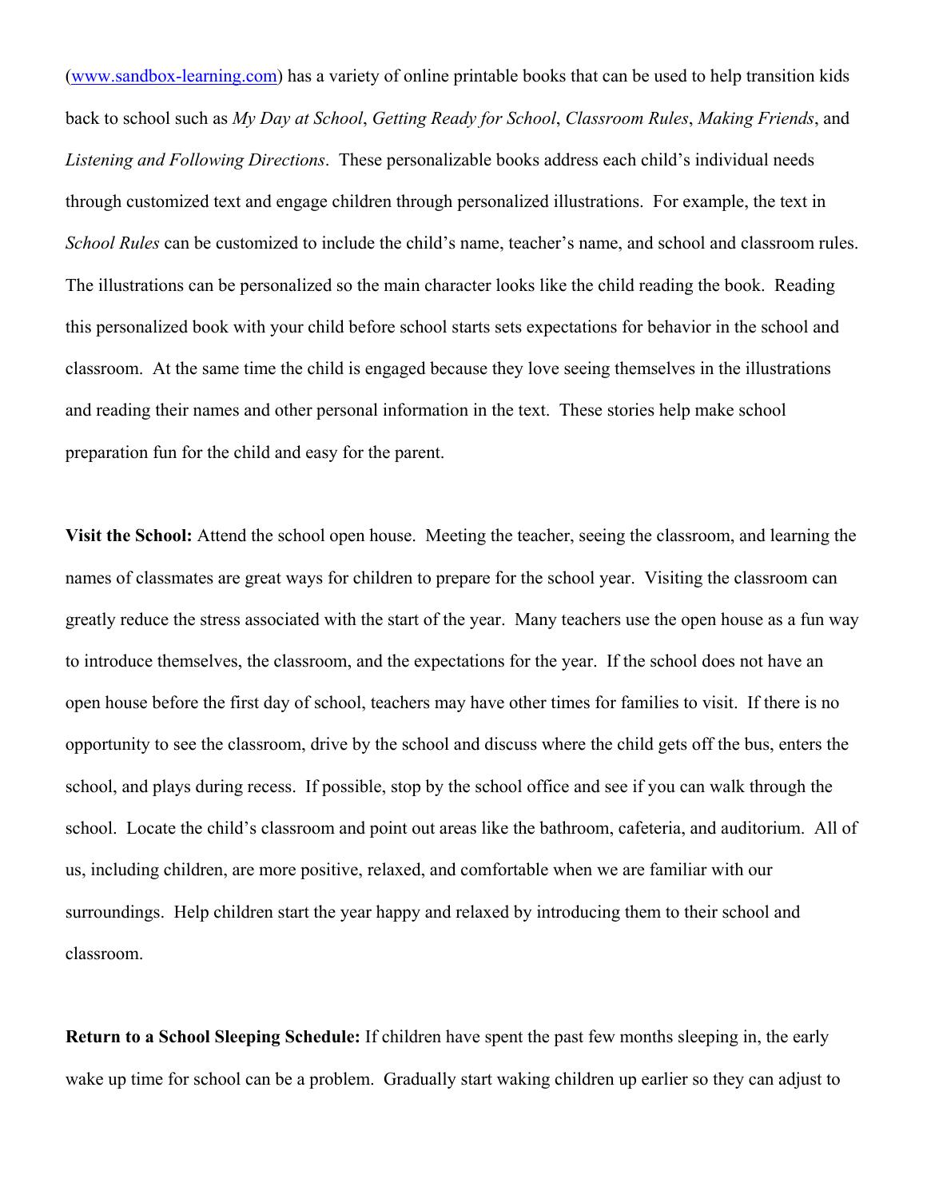(www.sandbox-learning.com) has a variety of online printable books that can be used to help transition kids back to school such as *My Day at School*, *Getting Ready for School*, *Classroom Rules*, *Making Friends*, and *Listening and Following Directions*. These personalizable books address each child's individual needs through customized text and engage children through personalized illustrations. For example, the text in *School Rules* can be customized to include the child's name, teacher's name, and school and classroom rules. The illustrations can be personalized so the main character looks like the child reading the book. Reading this personalized book with your child before school starts sets expectations for behavior in the school and classroom. At the same time the child is engaged because they love seeing themselves in the illustrations and reading their names and other personal information in the text. These stories help make school preparation fun for the child and easy for the parent.

**Visit the School:** Attend the school open house. Meeting the teacher, seeing the classroom, and learning the names of classmates are great ways for children to prepare for the school year. Visiting the classroom can greatly reduce the stress associated with the start of the year. Many teachers use the open house as a fun way to introduce themselves, the classroom, and the expectations for the year. If the school does not have an open house before the first day of school, teachers may have other times for families to visit. If there is no opportunity to see the classroom, drive by the school and discuss where the child gets off the bus, enters the school, and plays during recess. If possible, stop by the school office and see if you can walk through the school. Locate the child's classroom and point out areas like the bathroom, cafeteria, and auditorium. All of us, including children, are more positive, relaxed, and comfortable when we are familiar with our surroundings. Help children start the year happy and relaxed by introducing them to their school and classroom.

**Return to a School Sleeping Schedule:** If children have spent the past few months sleeping in, the early wake up time for school can be a problem. Gradually start waking children up earlier so they can adjust to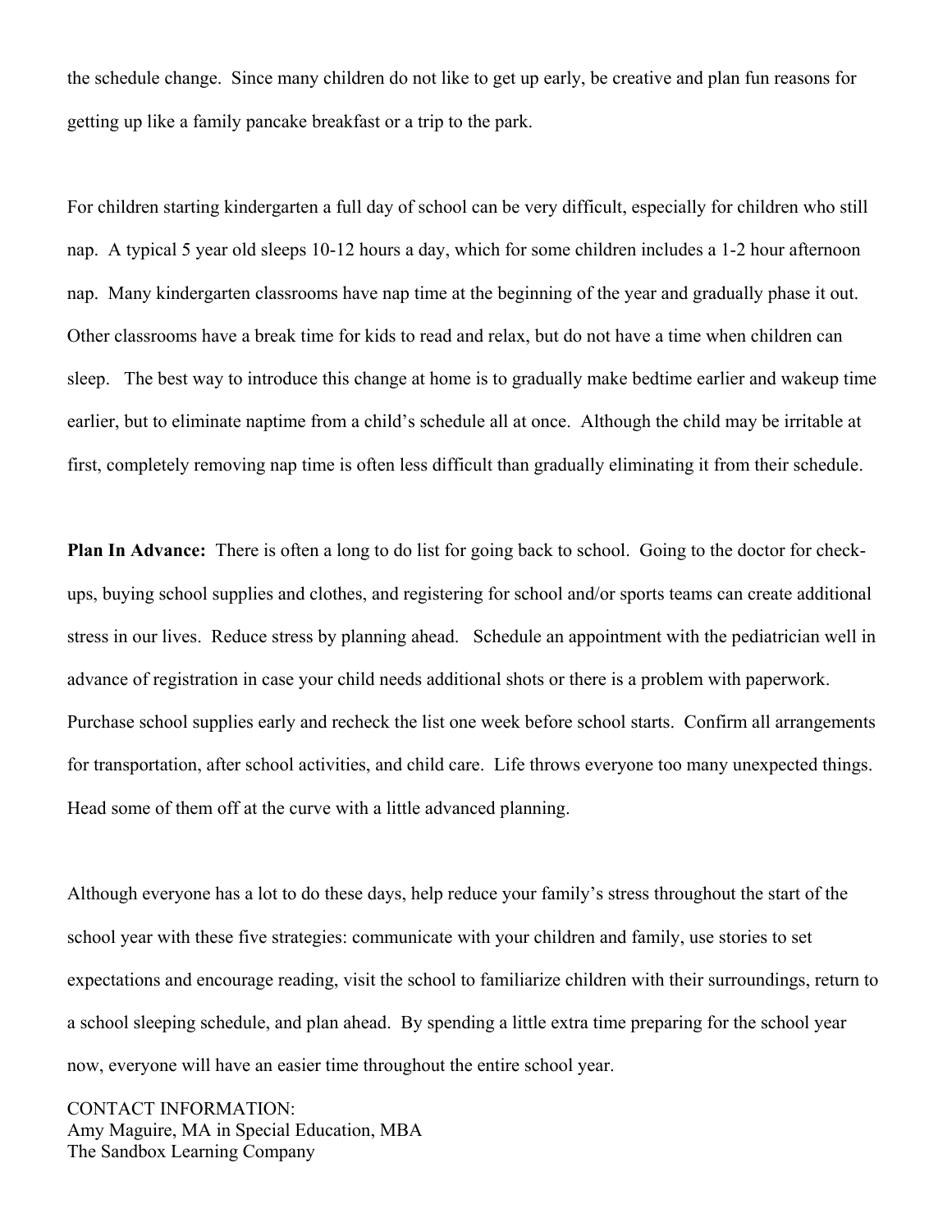the schedule change. Since many children do not like to get up early, be creative and plan fun reasons for getting up like a family pancake breakfast or a trip to the park.

For children starting kindergarten a full day of school can be very difficult, especially for children who still nap. A typical 5 year old sleeps 10-12 hours a day, which for some children includes a 1-2 hour afternoon nap. Many kindergarten classrooms have nap time at the beginning of the year and gradually phase it out. Other classrooms have a break time for kids to read and relax, but do not have a time when children can sleep. The best way to introduce this change at home is to gradually make bedtime earlier and wakeup time earlier, but to eliminate naptime from a child's schedule all at once. Although the child may be irritable at first, completely removing nap time is often less difficult than gradually eliminating it from their schedule.

**Plan In Advance:** There is often a long to do list for going back to school. Going to the doctor for check-ups, buying school supplies and clothes, and registering for school and/or sports teams can create additional stress in our lives. Reduce stress by planning ahead. Schedule an appointment with the pediatrician well in advance of registration in case your child needs additional shots or there is a problem with paperwork. Purchase school supplies early and recheck the list one week before school starts. Confirm all arrangements for transportation, after school activities, and child care. Life throws everyone too many unexpected things. Head some of them off at the curve with a little advanced planning.

Although everyone has a lot to do these days, help reduce your family's stress throughout the start of the school year with these five strategies: communicate with your children and family, use stories to set expectations and encourage reading, visit the school to familiarize children with their surroundings, return to a school sleeping schedule, and plan ahead. By spending a little extra time preparing for the school year now, everyone will have an easier time throughout the entire school year.

CONTACT INFORMATION:
Amy Maguire, MA in Special Education, MBA
The Sandbox Learning Company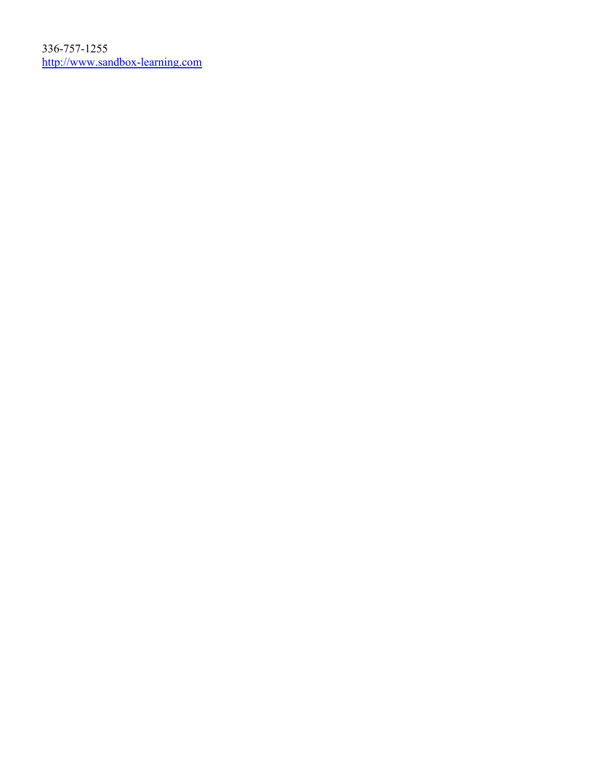336-757-1255
http://www.sandbox-learning.com